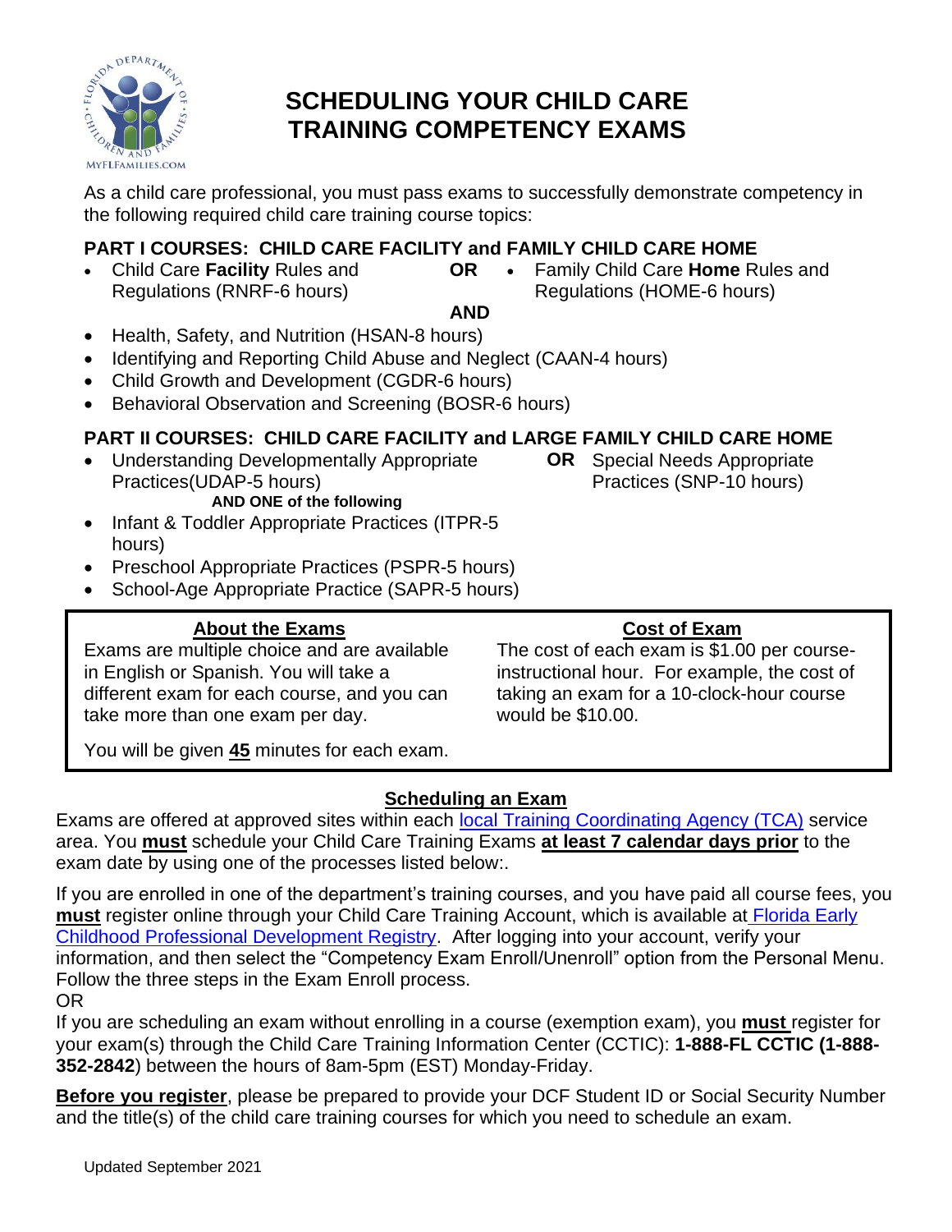# SCHEDULING YOUR CHILD CARE TRAINING COMPETENCY EXAMS

As a child care professional, you must pass exams to successfully demonstrate competency in the following required child care training course topics:

## PART I COURSES: CHILD CARE FACILITY and FAMILY CHILD CARE HOME

- Child Care **Facility** Rules and Regulations (RNRF-6 hours) **OR**
- Family Child Care **Home** Rules and Regulations (HOME-6 hours)

**AND**

- Health, Safety, and Nutrition (HSAN-8 hours)
- Identifying and Reporting Child Abuse and Neglect (CAAN-4 hours)
- Child Growth and Development (CGDR-6 hours)
- Behavioral Observation and Screening (BOSR-6 hours)

## PART II COURSES: CHILD CARE FACILITY and LARGE FAMILY CHILD CARE HOME

- Understanding Developmentally Appropriate Practices(UDAP-5 hours) **OR** Special Needs Appropriate Practices (SNP-10 hours)

**AND ONE of the following**

- Infant & Toddler Appropriate Practices (ITPR-5 hours)
- Preschool Appropriate Practices (PSPR-5 hours)
- School-Age Appropriate Practice (SAPR-5 hours)

### About the Exams

Exams are multiple choice and are available in English or Spanish. You will take a different exam for each course, and you can take more than one exam per day.

You will be given **45** minutes for each exam.

### Cost of Exam

The cost of each exam is $1.00 per course-instructional hour. For example, the cost of taking an exam for a 10-clock-hour course would be $10.00.

### Scheduling an Exam

Exams are offered at approved sites within each local Training Coordinating Agency (TCA) service area. You **must** schedule your Child Care Training Exams **at least 7 calendar days prior** to the exam date by using one of the processes listed below:.

If you are enrolled in one of the department's training courses, and you have paid all course fees, you **must** register online through your Child Care Training Account, which is available at Florida Early Childhood Professional Development Registry. After logging into your account, verify your information, and then select the "Competency Exam Enroll/Unenroll" option from the Personal Menu. Follow the three steps in the Exam Enroll process.

OR

If you are scheduling an exam without enrolling in a course (exemption exam), you **must** register for your exam(s) through the Child Care Training Information Center (CCTIC): **1-888-FL CCTIC (1-888-352-2842)** between the hours of 8am-5pm (EST) Monday-Friday.

**Before you register**, please be prepared to provide your DCF Student ID or Social Security Number and the title(s) of the child care training courses for which you need to schedule an exam.

Updated September 2021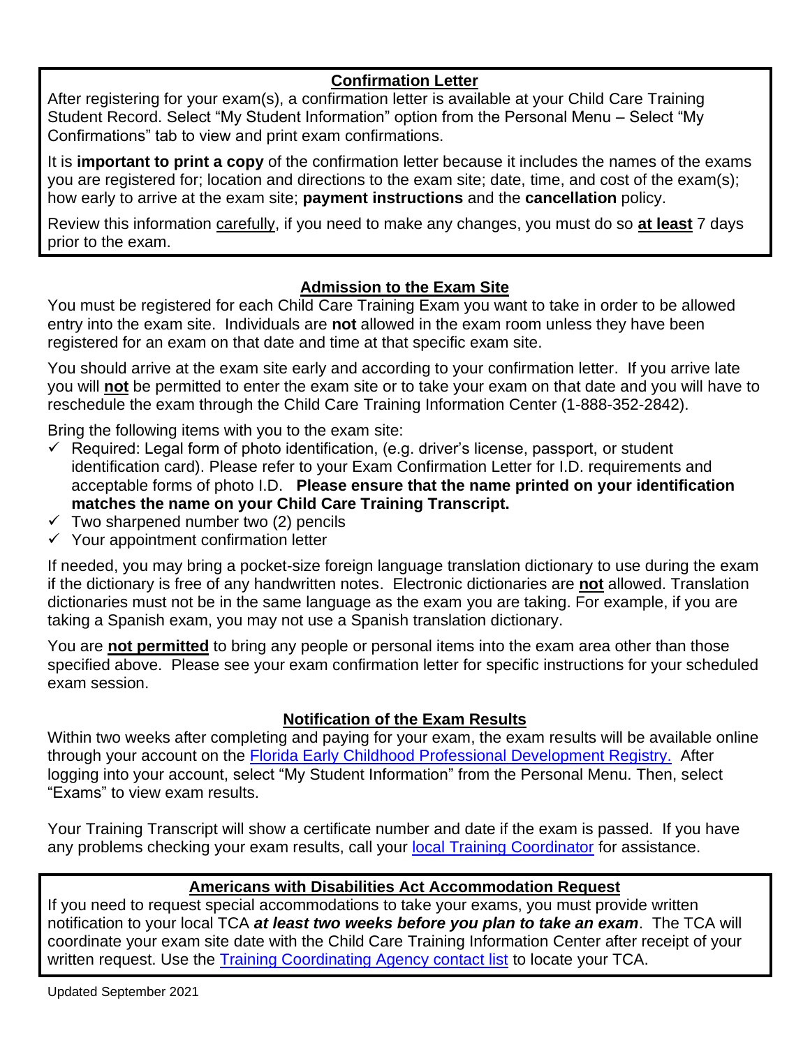## Confirmation Letter

After registering for your exam(s), a confirmation letter is available at your Child Care Training Student Record. Select "My Student Information" option from the Personal Menu – Select "My Confirmations" tab to view and print exam confirmations.

It is **important to print a copy** of the confirmation letter because it includes the names of the exams you are registered for; location and directions to the exam site; date, time, and cost of the exam(s); how early to arrive at the exam site; **payment instructions** and the **cancellation** policy.

Review this information carefully, if you need to make any changes, you must do so **at least** 7 days prior to the exam.

## Admission to the Exam Site

You must be registered for each Child Care Training Exam you want to take in order to be allowed entry into the exam site. Individuals are **not** allowed in the exam room unless they have been registered for an exam on that date and time at that specific exam site.

You should arrive at the exam site early and according to your confirmation letter. If you arrive late you will **not** be permitted to enter the exam site or to take your exam on that date and you will have to reschedule the exam through the Child Care Training Information Center (1-888-352-2842).

Bring the following items with you to the exam site:

- ✓ Required: Legal form of photo identification, (e.g. driver's license, passport, or student identification card). Please refer to your Exam Confirmation Letter for I.D. requirements and acceptable forms of photo I.D. **Please ensure that the name printed on your identification matches the name on your Child Care Training Transcript.**
- ✓ Two sharpened number two (2) pencils
- ✓ Your appointment confirmation letter

If needed, you may bring a pocket-size foreign language translation dictionary to use during the exam if the dictionary is free of any handwritten notes. Electronic dictionaries are **not** allowed. Translation dictionaries must not be in the same language as the exam you are taking. For example, if you are taking a Spanish exam, you may not use a Spanish translation dictionary.

You are **not permitted** to bring any people or personal items into the exam area other than those specified above. Please see your exam confirmation letter for specific instructions for your scheduled exam session.

## Notification of the Exam Results

Within two weeks after completing and paying for your exam, the exam results will be available online through your account on the Florida Early Childhood Professional Development Registry. After logging into your account, select "My Student Information" from the Personal Menu. Then, select "Exams" to view exam results.

Your Training Transcript will show a certificate number and date if the exam is passed. If you have any problems checking your exam results, call your local Training Coordinator for assistance.

## Americans with Disabilities Act Accommodation Request

If you need to request special accommodations to take your exams, you must provide written notification to your local TCA ***at least two weeks before you plan to take an exam***. The TCA will coordinate your exam site date with the Child Care Training Information Center after receipt of your written request. Use the Training Coordinating Agency contact list to locate your TCA.

Updated September 2021